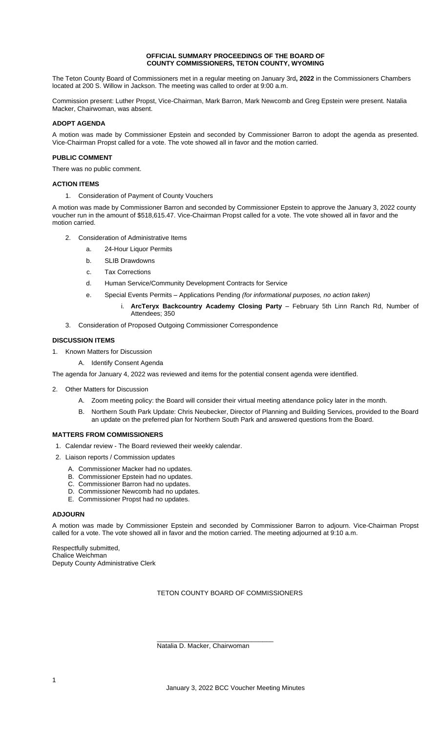**OFFICIAL SUMMARY PROCEEDINGS OF THE BOARD OF COUNTY COMMISSIONERS, TETON COUNTY, WYOMING**

The Teton County Board of Commissioners met in a regular meeting on January 3rd**, 2022** in the Commissioners Chambers located at 200 S. Willow in Jackson. The meeting was called to order at 9:00 a.m.

Commission present: Luther Propst, Vice-Chairman, Mark Barron, Mark Newcomb and Greg Epstein were present. Natalia Macker, Chairwoman, was absent.

### ADOPT AGENDA

A motion was made by Commissioner Epstein and seconded by Commissioner Barron to adopt the agenda as presented. Vice-Chairman Propst called for a vote. The vote showed all in favor and the motion carried.

### PUBLIC COMMENT

There was no public comment.

### ACTION ITEMS

1. Consideration of Payment of County Vouchers

A motion was made by Commissioner Barron and seconded by Commissioner Epstein to approve the January 3, 2022 county voucher run in the amount of $518,615.47. Vice-Chairman Propst called for a vote. The vote showed all in favor and the motion carried.

2. Consideration of Administrative Items
   a. 24-Hour Liquor Permits
   b. SLIB Drawdowns
   c. Tax Corrections
   d. Human Service/Community Development Contracts for Service
   e. Special Events Permits – Applications Pending *(for informational purposes, no action taken)*
      i. **ArcTeryx Backcountry Academy Closing Party** – February 5th Linn Ranch Rd, Number of Attendees; 350
3. Consideration of Proposed Outgoing Commissioner Correspondence

### DISCUSSION ITEMS

1. Known Matters for Discussion
   A. Identify Consent Agenda

The agenda for January 4, 2022 was reviewed and items for the potential consent agenda were identified.

2. Other Matters for Discussion
   A. Zoom meeting policy: the Board will consider their virtual meeting attendance policy later in the month.
   B. Northern South Park Update: Chris Neubecker, Director of Planning and Building Services, provided to the Board an update on the preferred plan for Northern South Park and answered questions from the Board.

### MATTERS FROM COMMISSIONERS

1. Calendar review - The Board reviewed their weekly calendar.
2. Liaison reports / Commission updates
   A. Commissioner Macker had no updates.
   B. Commissioner Epstein had no updates.
   C. Commissioner Barron had no updates.
   D. Commissioner Newcomb had no updates.
   E. Commissioner Propst had no updates.

### ADJOURN

A motion was made by Commissioner Epstein and seconded by Commissioner Barron to adjourn. Vice-Chairman Propst called for a vote. The vote showed all in favor and the motion carried. The meeting adjourned at 9:10 a.m.

Respectfully submitted,
Chalice Weichman
Deputy County Administrative Clerk

TETON COUNTY BOARD OF COMMISSIONERS

\_\_\_\_\_\_\_\_\_\_\_\_\_\_\_\_\_\_\_\_\_\_\_\_\_\_\_\_\_\_\_\_
Natalia D. Macker, Chairwoman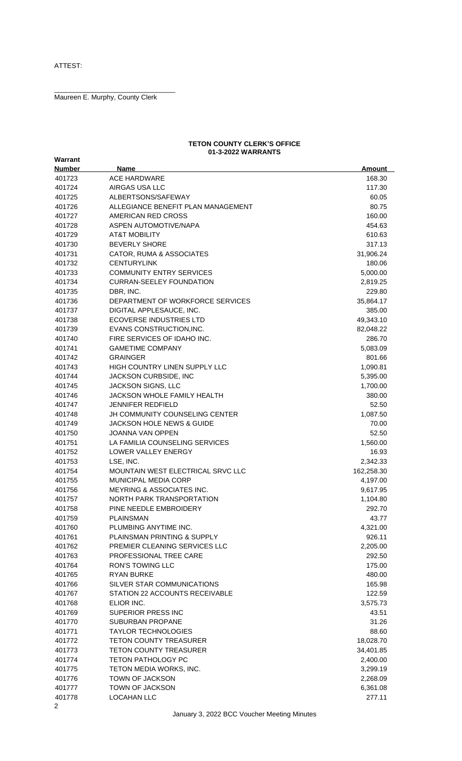ATTEST:

\_\_\_\_\_\_\_\_\_\_\_\_\_\_\_\_\_\_\_\_\_\_\_\_\_\_\_\_\_\_

Maureen E. Murphy, County Clerk

**TETON COUNTY CLERK'S OFFICE**
**01-3-2022 WARRANTS**

| Warrant Number | Name | Amount |
|---|---|---|
| 401723 | ACE HARDWARE | 168.30 |
| 401724 | AIRGAS USA LLC | 117.30 |
| 401725 | ALBERTSONS/SAFEWAY | 60.05 |
| 401726 | ALLEGIANCE BENEFIT PLAN MANAGEMENT | 80.75 |
| 401727 | AMERICAN RED CROSS | 160.00 |
| 401728 | ASPEN AUTOMOTIVE/NAPA | 454.63 |
| 401729 | AT&T MOBILITY | 610.63 |
| 401730 | BEVERLY SHORE | 317.13 |
| 401731 | CATOR, RUMA & ASSOCIATES | 31,906.24 |
| 401732 | CENTURYLINK | 180.06 |
| 401733 | COMMUNITY ENTRY SERVICES | 5,000.00 |
| 401734 | CURRAN-SEELEY FOUNDATION | 2,819.25 |
| 401735 | DBR, INC. | 229.80 |
| 401736 | DEPARTMENT OF WORKFORCE SERVICES | 35,864.17 |
| 401737 | DIGITAL APPLESAUCE, INC. | 385.00 |
| 401738 | ECOVERSE INDUSTRIES LTD | 49,343.10 |
| 401739 | EVANS CONSTRUCTION,INC. | 82,048.22 |
| 401740 | FIRE SERVICES OF IDAHO INC. | 286.70 |
| 401741 | GAMETIME COMPANY | 5,083.09 |
| 401742 | GRAINGER | 801.66 |
| 401743 | HIGH COUNTRY LINEN SUPPLY LLC | 1,090.81 |
| 401744 | JACKSON CURBSIDE, INC | 5,395.00 |
| 401745 | JACKSON SIGNS, LLC | 1,700.00 |
| 401746 | JACKSON WHOLE FAMILY HEALTH | 380.00 |
| 401747 | JENNIFER REDFIELD | 52.50 |
| 401748 | JH COMMUNITY COUNSELING CENTER | 1,087.50 |
| 401749 | JACKSON HOLE NEWS & GUIDE | 70.00 |
| 401750 | JOANNA VAN OPPEN | 52.50 |
| 401751 | LA FAMILIA COUNSELING SERVICES | 1,560.00 |
| 401752 | LOWER VALLEY ENERGY | 16.93 |
| 401753 | LSE, INC. | 2,342.33 |
| 401754 | MOUNTAIN WEST ELECTRICAL SRVC LLC | 162,258.30 |
| 401755 | MUNICIPAL MEDIA CORP | 4,197.00 |
| 401756 | MEYRING & ASSOCIATES INC. | 9,617.95 |
| 401757 | NORTH PARK TRANSPORTATION | 1,104.80 |
| 401758 | PINE NEEDLE EMBROIDERY | 292.70 |
| 401759 | PLAINSMAN | 43.77 |
| 401760 | PLUMBING ANYTIME INC. | 4,321.00 |
| 401761 | PLAINSMAN PRINTING & SUPPLY | 926.11 |
| 401762 | PREMIER CLEANING SERVICES LLC | 2,205.00 |
| 401763 | PROFESSIONAL TREE CARE | 292.50 |
| 401764 | RON'S TOWING LLC | 175.00 |
| 401765 | RYAN BURKE | 480.00 |
| 401766 | SILVER STAR COMMUNICATIONS | 165.98 |
| 401767 | STATION 22 ACCOUNTS RECEIVABLE | 122.59 |
| 401768 | ELIOR INC. | 3,575.73 |
| 401769 | SUPERIOR PRESS INC | 43.51 |
| 401770 | SUBURBAN PROPANE | 31.26 |
| 401771 | TAYLOR TECHNOLOGIES | 88.60 |
| 401772 | TETON COUNTY TREASURER | 18,028.70 |
| 401773 | TETON COUNTY TREASURER | 34,401.85 |
| 401774 | TETON PATHOLOGY PC | 2,400.00 |
| 401775 | TETON MEDIA WORKS, INC. | 3,299.19 |
| 401776 | TOWN OF JACKSON | 2,268.09 |
| 401777 | TOWN OF JACKSON | 6,361.08 |
| 401778 | LOCAHAN LLC | 277.11 |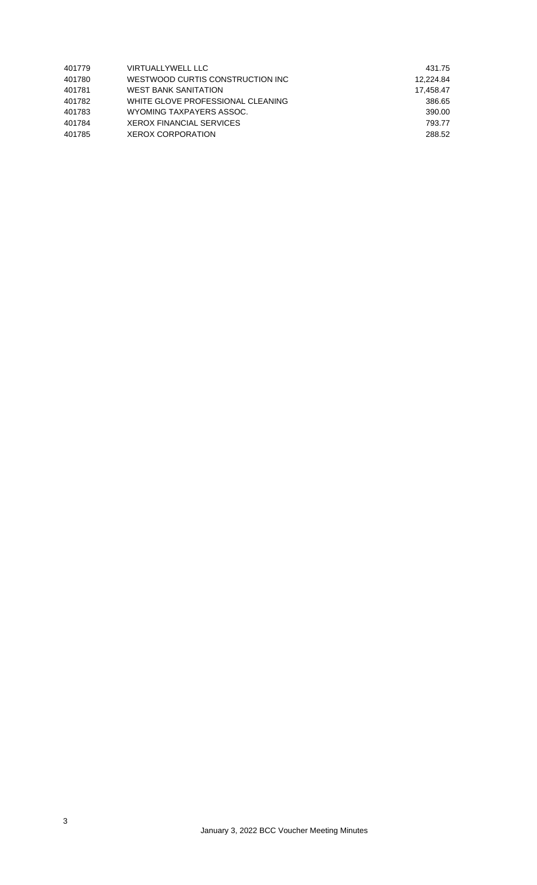| | | |
|---|---|---|
| 401779 | VIRTUALLYWELL LLC | 431.75 |
| 401780 | WESTWOOD CURTIS CONSTRUCTION INC | 12,224.84 |
| 401781 | WEST BANK SANITATION | 17,458.47 |
| 401782 | WHITE GLOVE PROFESSIONAL CLEANING | 386.65 |
| 401783 | WYOMING TAXPAYERS ASSOC. | 390.00 |
| 401784 | XEROX FINANCIAL SERVICES | 793.77 |
| 401785 | XEROX CORPORATION | 288.52 |